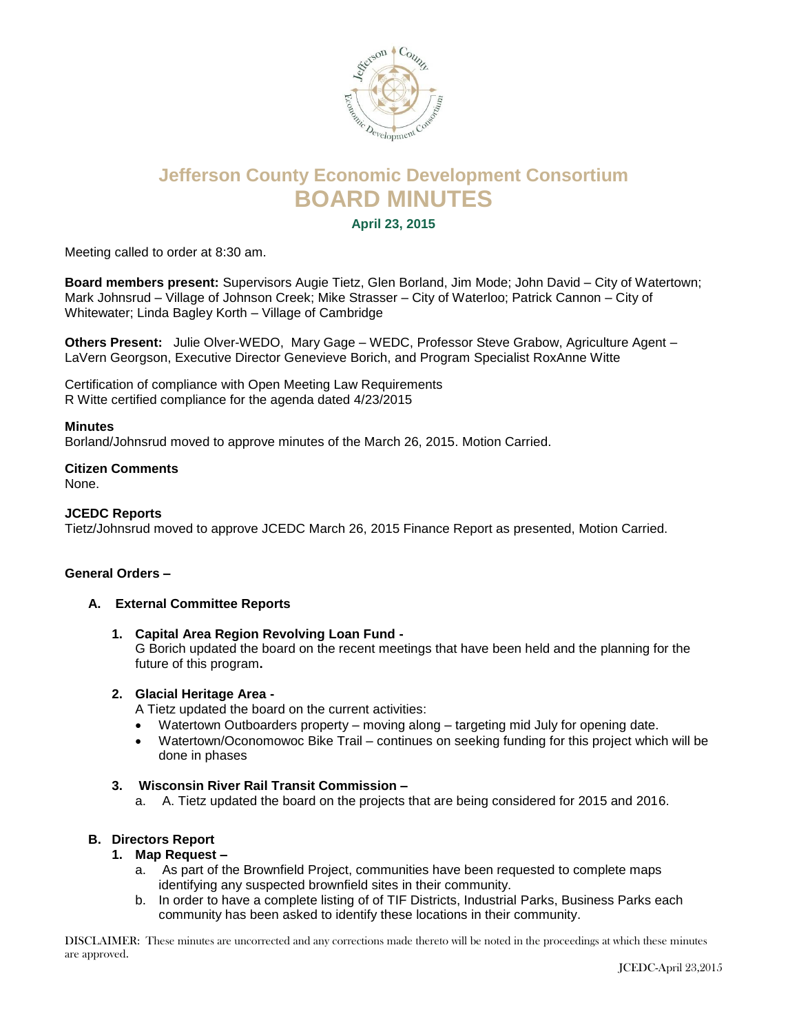# Jefferson County Economic Development Consortium

# BOARD MINUTES

**April 23, 2015**

Meeting called to order at 8:30 am.

**Board members present:** Supervisors Augie Tietz, Glen Borland, Jim Mode; John David – City of Watertown; Mark Johnsrud – Village of Johnson Creek; Mike Strasser – City of Waterloo; Patrick Cannon – City of Whitewater; Linda Bagley Korth – Village of Cambridge

**Others Present:** Julie Olver-WEDO, Mary Gage – WEDC, Professor Steve Grabow, Agriculture Agent – LaVern Georgson, Executive Director Genevieve Borich, and Program Specialist RoxAnne Witte

Certification of compliance with Open Meeting Law Requirements
R Witte certified compliance for the agenda dated 4/23/2015

**Minutes**
Borland/Johnsrud moved to approve minutes of the March 26, 2015. Motion Carried.

**Citizen Comments**
None.

**JCEDC Reports**
Tietz/Johnsrud moved to approve JCEDC March 26, 2015 Finance Report as presented, Motion Carried.

**General Orders –**

**A. External Committee Reports**

1. **Capital Area Region Revolving Loan Fund -**
   G Borich updated the board on the recent meetings that have been held and the planning for the future of this program**.**

2. **Glacial Heritage Area -**
   A Tietz updated the board on the current activities:
   - Watertown Outboarders property – moving along – targeting mid July for opening date.
   - Watertown/Oconomowoc Bike Trail – continues on seeking funding for this project which will be done in phases

3. **Wisconsin River Rail Transit Commission –**
   a. A. Tietz updated the board on the projects that are being considered for 2015 and 2016.

**B. Directors Report**

1. **Map Request –**
   a. As part of the Brownfield Project, communities have been requested to complete maps identifying any suspected brownfield sites in their community.
   b. In order to have a complete listing of of TIF Districts, Industrial Parks, Business Parks each community has been asked to identify these locations in their community.

DISCLAIMER: These minutes are uncorrected and any corrections made thereto will be noted in the proceedings at which these minutes are approved.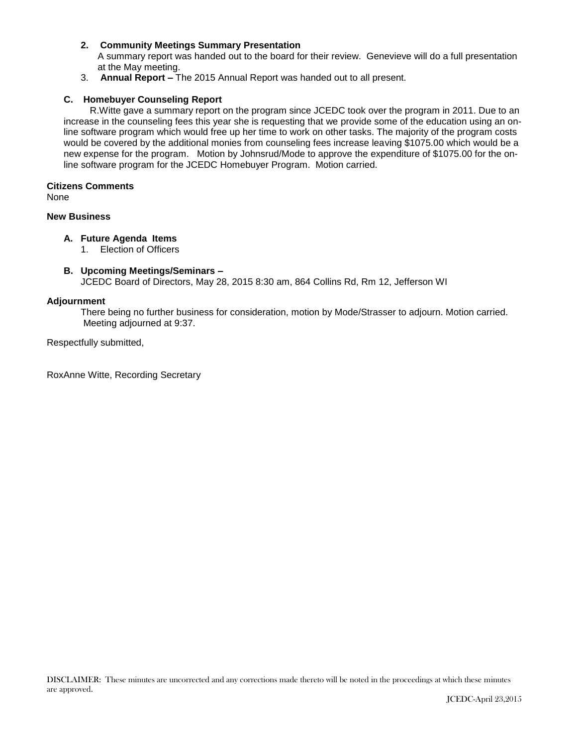2. **Community Meetings Summary Presentation**
   A summary report was handed out to the board for their review. Genevieve will do a full presentation at the May meeting.
3. **Annual Report –** The 2015 Annual Report was handed out to all present.

**C. Homebuyer Counseling Report**

R.Witte gave a summary report on the program since JCEDC took over the program in 2011. Due to an increase in the counseling fees this year she is requesting that we provide some of the education using an on-line software program which would free up her time to work on other tasks. The majority of the program costs would be covered by the additional monies from counseling fees increase leaving $1075.00 which would be a new expense for the program. Motion by Johnsrud/Mode to approve the expenditure of $1075.00 for the on-line software program for the JCEDC Homebuyer Program. Motion carried.

**Citizens Comments**

None

**New Business**

**A. Future Agenda Items**

1. Election of Officers

**B. Upcoming Meetings/Seminars –**

JCEDC Board of Directors, May 28, 2015 8:30 am, 864 Collins Rd, Rm 12, Jefferson WI

**Adjournment**

There being no further business for consideration, motion by Mode/Strasser to adjourn. Motion carried. Meeting adjourned at 9:37.

Respectfully submitted,

RoxAnne Witte, Recording Secretary

DISCLAIMER: These minutes are uncorrected and any corrections made thereto will be noted in the proceedings at which these minutes are approved.

JCEDC-April 23,2015